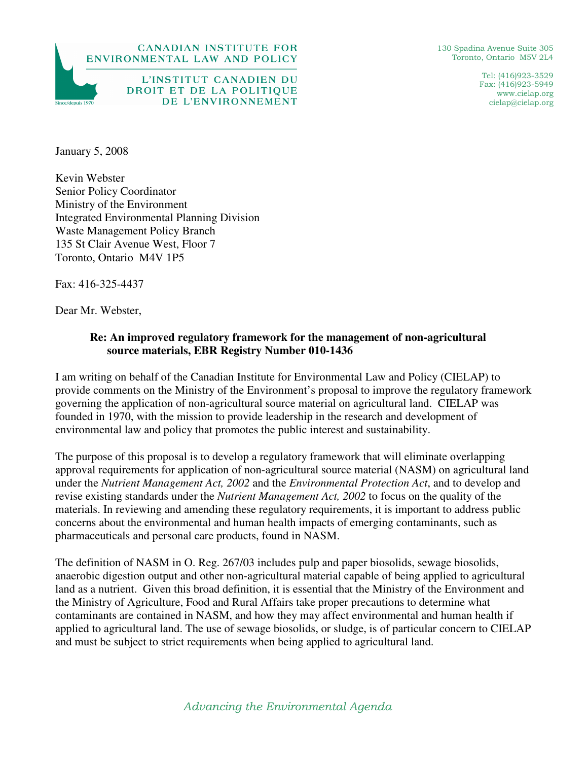CANADIAN INSTITUTE FOR ENVIRONMENTAL LAW AND POLICY

L'INSTITUT CANADIEN DU DROIT ET DE LA POLITIQUE DE L'ENVIRONNEMENT

Since/depuis 1970

130 Spadina Avenue Suite 305
Toronto, Ontario M5V 2L4

Tel: (416)923-3529
Fax: (416)923-5949
www.cielap.org
cielap@cielap.org

January 5, 2008

Kevin Webster
Senior Policy Coordinator
Ministry of the Environment
Integrated Environmental Planning Division
Waste Management Policy Branch
135 St Clair Avenue West, Floor 7
Toronto, Ontario M4V 1P5

Fax: 416-325-4437

Dear Mr. Webster,

**Re: An improved regulatory framework for the management of non-agricultural source materials, EBR Registry Number 010-1436**

I am writing on behalf of the Canadian Institute for Environmental Law and Policy (CIELAP) to provide comments on the Ministry of the Environment's proposal to improve the regulatory framework governing the application of non-agricultural source material on agricultural land. CIELAP was founded in 1970, with the mission to provide leadership in the research and development of environmental law and policy that promotes the public interest and sustainability.

The purpose of this proposal is to develop a regulatory framework that will eliminate overlapping approval requirements for application of non-agricultural source material (NASM) on agricultural land under the *Nutrient Management Act, 2002* and the *Environmental Protection Act*, and to develop and revise existing standards under the *Nutrient Management Act, 2002* to focus on the quality of the materials. In reviewing and amending these regulatory requirements, it is important to address public concerns about the environmental and human health impacts of emerging contaminants, such as pharmaceuticals and personal care products, found in NASM.

The definition of NASM in O. Reg. 267/03 includes pulp and paper biosolids, sewage biosolids, anaerobic digestion output and other non-agricultural material capable of being applied to agricultural land as a nutrient. Given this broad definition, it is essential that the Ministry of the Environment and the Ministry of Agriculture, Food and Rural Affairs take proper precautions to determine what contaminants are contained in NASM, and how they may affect environmental and human health if applied to agricultural land. The use of sewage biosolids, or sludge, is of particular concern to CIELAP and must be subject to strict requirements when being applied to agricultural land.

*Advancing the Environmental Agenda*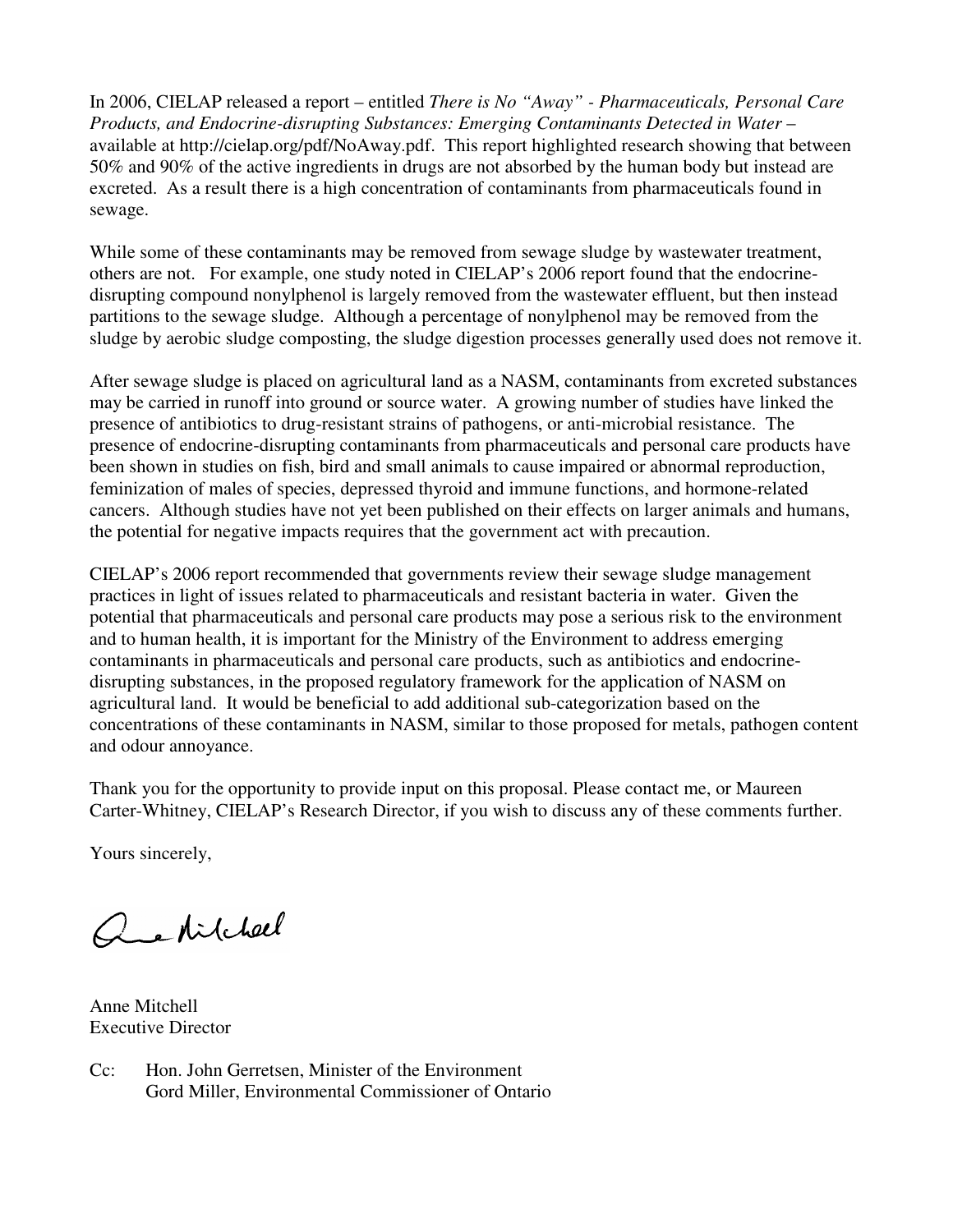In 2006, CIELAP released a report – entitled *There is No "Away" - Pharmaceuticals, Personal Care Products, and Endocrine-disrupting Substances: Emerging Contaminants Detected in Water* – available at http://cielap.org/pdf/NoAway.pdf. This report highlighted research showing that between 50% and 90% of the active ingredients in drugs are not absorbed by the human body but instead are excreted. As a result there is a high concentration of contaminants from pharmaceuticals found in sewage.

While some of these contaminants may be removed from sewage sludge by wastewater treatment, others are not. For example, one study noted in CIELAP's 2006 report found that the endocrine-disrupting compound nonylphenol is largely removed from the wastewater effluent, but then instead partitions to the sewage sludge. Although a percentage of nonylphenol may be removed from the sludge by aerobic sludge composting, the sludge digestion processes generally used does not remove it.

After sewage sludge is placed on agricultural land as a NASM, contaminants from excreted substances may be carried in runoff into ground or source water. A growing number of studies have linked the presence of antibiotics to drug-resistant strains of pathogens, or anti-microbial resistance. The presence of endocrine-disrupting contaminants from pharmaceuticals and personal care products have been shown in studies on fish, bird and small animals to cause impaired or abnormal reproduction, feminization of males of species, depressed thyroid and immune functions, and hormone-related cancers. Although studies have not yet been published on their effects on larger animals and humans, the potential for negative impacts requires that the government act with precaution.

CIELAP's 2006 report recommended that governments review their sewage sludge management practices in light of issues related to pharmaceuticals and resistant bacteria in water. Given the potential that pharmaceuticals and personal care products may pose a serious risk to the environment and to human health, it is important for the Ministry of the Environment to address emerging contaminants in pharmaceuticals and personal care products, such as antibiotics and endocrine-disrupting substances, in the proposed regulatory framework for the application of NASM on agricultural land. It would be beneficial to add additional sub-categorization based on the concentrations of these contaminants in NASM, similar to those proposed for metals, pathogen content and odour annoyance.

Thank you for the opportunity to provide input on this proposal. Please contact me, or Maureen Carter-Whitney, CIELAP's Research Director, if you wish to discuss any of these comments further.

Yours sincerely,

Anne Mitchell
Executive Director

Cc: Hon. John Gerretsen, Minister of the Environment
Gord Miller, Environmental Commissioner of Ontario